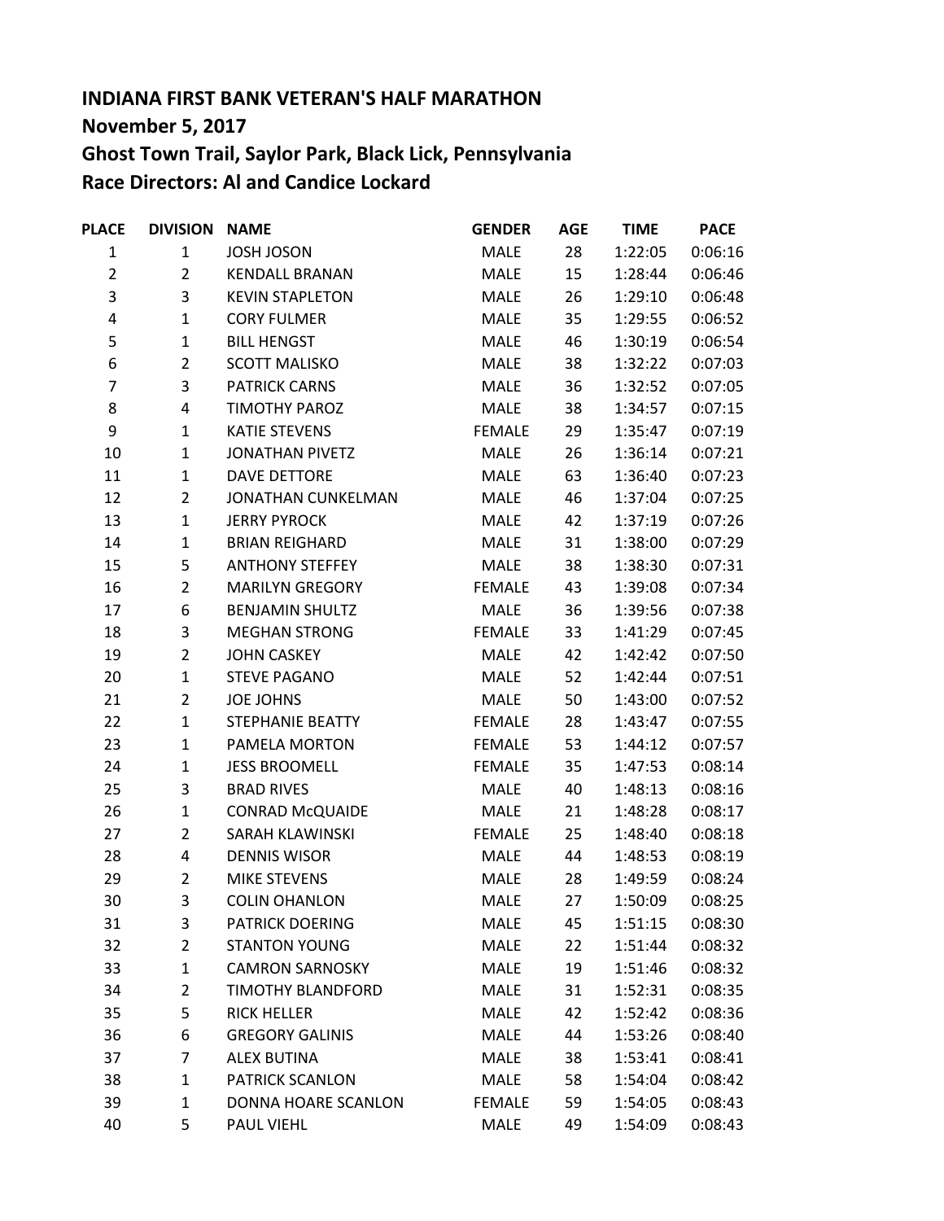**INDIANA FIRST BANK VETERAN'S HALF MARATHON**
**November 5, 2017**
**Ghost Town Trail, Saylor Park, Black Lick, Pennsylvania**
**Race Directors: Al and Candice Lockard**

| PLACE | DIVISION | NAME | GENDER | AGE | TIME | PACE |
|---|---|---|---|---|---|---|
| 1 | 1 | JOSH JOSON | MALE | 28 | 1:22:05 | 0:06:16 |
| 2 | 2 | KENDALL BRANAN | MALE | 15 | 1:28:44 | 0:06:46 |
| 3 | 3 | KEVIN STAPLETON | MALE | 26 | 1:29:10 | 0:06:48 |
| 4 | 1 | CORY FULMER | MALE | 35 | 1:29:55 | 0:06:52 |
| 5 | 1 | BILL HENGST | MALE | 46 | 1:30:19 | 0:06:54 |
| 6 | 2 | SCOTT MALISKO | MALE | 38 | 1:32:22 | 0:07:03 |
| 7 | 3 | PATRICK CARNS | MALE | 36 | 1:32:52 | 0:07:05 |
| 8 | 4 | TIMOTHY PAROZ | MALE | 38 | 1:34:57 | 0:07:15 |
| 9 | 1 | KATIE STEVENS | FEMALE | 29 | 1:35:47 | 0:07:19 |
| 10 | 1 | JONATHAN PIVETZ | MALE | 26 | 1:36:14 | 0:07:21 |
| 11 | 1 | DAVE DETTORE | MALE | 63 | 1:36:40 | 0:07:23 |
| 12 | 2 | JONATHAN CUNKELMAN | MALE | 46 | 1:37:04 | 0:07:25 |
| 13 | 1 | JERRY PYROCK | MALE | 42 | 1:37:19 | 0:07:26 |
| 14 | 1 | BRIAN REIGHARD | MALE | 31 | 1:38:00 | 0:07:29 |
| 15 | 5 | ANTHONY STEFFEY | MALE | 38 | 1:38:30 | 0:07:31 |
| 16 | 2 | MARILYN GREGORY | FEMALE | 43 | 1:39:08 | 0:07:34 |
| 17 | 6 | BENJAMIN SHULTZ | MALE | 36 | 1:39:56 | 0:07:38 |
| 18 | 3 | MEGHAN STRONG | FEMALE | 33 | 1:41:29 | 0:07:45 |
| 19 | 2 | JOHN CASKEY | MALE | 42 | 1:42:42 | 0:07:50 |
| 20 | 1 | STEVE PAGANO | MALE | 52 | 1:42:44 | 0:07:51 |
| 21 | 2 | JOE JOHNS | MALE | 50 | 1:43:00 | 0:07:52 |
| 22 | 1 | STEPHANIE BEATTY | FEMALE | 28 | 1:43:47 | 0:07:55 |
| 23 | 1 | PAMELA MORTON | FEMALE | 53 | 1:44:12 | 0:07:57 |
| 24 | 1 | JESS BROOMELL | FEMALE | 35 | 1:47:53 | 0:08:14 |
| 25 | 3 | BRAD RIVES | MALE | 40 | 1:48:13 | 0:08:16 |
| 26 | 1 | CONRAD McQUAIDE | MALE | 21 | 1:48:28 | 0:08:17 |
| 27 | 2 | SARAH KLAWINSKI | FEMALE | 25 | 1:48:40 | 0:08:18 |
| 28 | 4 | DENNIS WISOR | MALE | 44 | 1:48:53 | 0:08:19 |
| 29 | 2 | MIKE STEVENS | MALE | 28 | 1:49:59 | 0:08:24 |
| 30 | 3 | COLIN OHANLON | MALE | 27 | 1:50:09 | 0:08:25 |
| 31 | 3 | PATRICK DOERING | MALE | 45 | 1:51:15 | 0:08:30 |
| 32 | 2 | STANTON YOUNG | MALE | 22 | 1:51:44 | 0:08:32 |
| 33 | 1 | CAMRON SARNOSKY | MALE | 19 | 1:51:46 | 0:08:32 |
| 34 | 2 | TIMOTHY BLANDFORD | MALE | 31 | 1:52:31 | 0:08:35 |
| 35 | 5 | RICK HELLER | MALE | 42 | 1:52:42 | 0:08:36 |
| 36 | 6 | GREGORY GALINIS | MALE | 44 | 1:53:26 | 0:08:40 |
| 37 | 7 | ALEX BUTINA | MALE | 38 | 1:53:41 | 0:08:41 |
| 38 | 1 | PATRICK SCANLON | MALE | 58 | 1:54:04 | 0:08:42 |
| 39 | 1 | DONNA HOARE SCANLON | FEMALE | 59 | 1:54:05 | 0:08:43 |
| 40 | 5 | PAUL VIEHL | MALE | 49 | 1:54:09 | 0:08:43 |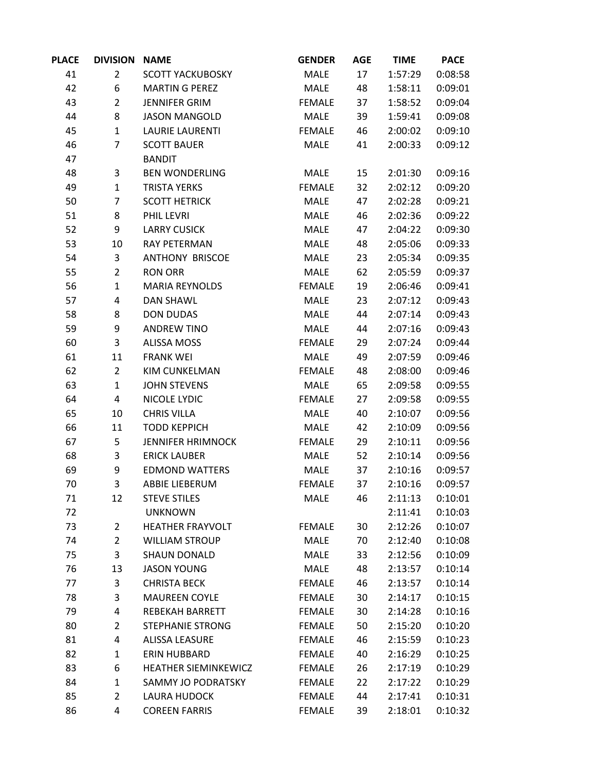| PLACE | DIVISION | NAME | GENDER | AGE | TIME | PACE |
|---|---|---|---|---|---|---|
| 41 | 2 | SCOTT YACKUBOSKY | MALE | 17 | 1:57:29 | 0:08:58 |
| 42 | 6 | MARTIN G PEREZ | MALE | 48 | 1:58:11 | 0:09:01 |
| 43 | 2 | JENNIFER GRIM | FEMALE | 37 | 1:58:52 | 0:09:04 |
| 44 | 8 | JASON MANGOLD | MALE | 39 | 1:59:41 | 0:09:08 |
| 45 | 1 | LAURIE LAURENTI | FEMALE | 46 | 2:00:02 | 0:09:10 |
| 46 | 7 | SCOTT BAUER | MALE | 41 | 2:00:33 | 0:09:12 |
| 47 | | BANDIT | | | | |
| 48 | 3 | BEN WONDERLING | MALE | 15 | 2:01:30 | 0:09:16 |
| 49 | 1 | TRISTA YERKS | FEMALE | 32 | 2:02:12 | 0:09:20 |
| 50 | 7 | SCOTT HETRICK | MALE | 47 | 2:02:28 | 0:09:21 |
| 51 | 8 | PHIL LEVRI | MALE | 46 | 2:02:36 | 0:09:22 |
| 52 | 9 | LARRY CUSICK | MALE | 47 | 2:04:22 | 0:09:30 |
| 53 | 10 | RAY PETERMAN | MALE | 48 | 2:05:06 | 0:09:33 |
| 54 | 3 | ANTHONY BRISCOE | MALE | 23 | 2:05:34 | 0:09:35 |
| 55 | 2 | RON ORR | MALE | 62 | 2:05:59 | 0:09:37 |
| 56 | 1 | MARIA REYNOLDS | FEMALE | 19 | 2:06:46 | 0:09:41 |
| 57 | 4 | DAN SHAWL | MALE | 23 | 2:07:12 | 0:09:43 |
| 58 | 8 | DON DUDAS | MALE | 44 | 2:07:14 | 0:09:43 |
| 59 | 9 | ANDREW TINO | MALE | 44 | 2:07:16 | 0:09:43 |
| 60 | 3 | ALISSA MOSS | FEMALE | 29 | 2:07:24 | 0:09:44 |
| 61 | 11 | FRANK WEI | MALE | 49 | 2:07:59 | 0:09:46 |
| 62 | 2 | KIM CUNKELMAN | FEMALE | 48 | 2:08:00 | 0:09:46 |
| 63 | 1 | JOHN STEVENS | MALE | 65 | 2:09:58 | 0:09:55 |
| 64 | 4 | NICOLE LYDIC | FEMALE | 27 | 2:09:58 | 0:09:55 |
| 65 | 10 | CHRIS VILLA | MALE | 40 | 2:10:07 | 0:09:56 |
| 66 | 11 | TODD KEPPICH | MALE | 42 | 2:10:09 | 0:09:56 |
| 67 | 5 | JENNIFER HRIMNOCK | FEMALE | 29 | 2:10:11 | 0:09:56 |
| 68 | 3 | ERICK LAUBER | MALE | 52 | 2:10:14 | 0:09:56 |
| 69 | 9 | EDMOND WATTERS | MALE | 37 | 2:10:16 | 0:09:57 |
| 70 | 3 | ABBIE LIEBERUM | FEMALE | 37 | 2:10:16 | 0:09:57 |
| 71 | 12 | STEVE STILES | MALE | 46 | 2:11:13 | 0:10:01 |
| 72 | | UNKNOWN | | | 2:11:41 | 0:10:03 |
| 73 | 2 | HEATHER FRAYVOLT | FEMALE | 30 | 2:12:26 | 0:10:07 |
| 74 | 2 | WILLIAM STROUP | MALE | 70 | 2:12:40 | 0:10:08 |
| 75 | 3 | SHAUN DONALD | MALE | 33 | 2:12:56 | 0:10:09 |
| 76 | 13 | JASON YOUNG | MALE | 48 | 2:13:57 | 0:10:14 |
| 77 | 3 | CHRISTA BECK | FEMALE | 46 | 2:13:57 | 0:10:14 |
| 78 | 3 | MAUREEN COYLE | FEMALE | 30 | 2:14:17 | 0:10:15 |
| 79 | 4 | REBEKAH BARRETT | FEMALE | 30 | 2:14:28 | 0:10:16 |
| 80 | 2 | STEPHANIE STRONG | FEMALE | 50 | 2:15:20 | 0:10:20 |
| 81 | 4 | ALISSA LEASURE | FEMALE | 46 | 2:15:59 | 0:10:23 |
| 82 | 1 | ERIN HUBBARD | FEMALE | 40 | 2:16:29 | 0:10:25 |
| 83 | 6 | HEATHER SIEMINKEWICZ | FEMALE | 26 | 2:17:19 | 0:10:29 |
| 84 | 1 | SAMMY JO PODRATSKY | FEMALE | 22 | 2:17:22 | 0:10:29 |
| 85 | 2 | LAURA HUDOCK | FEMALE | 44 | 2:17:41 | 0:10:31 |
| 86 | 4 | COREEN FARRIS | FEMALE | 39 | 2:18:01 | 0:10:32 |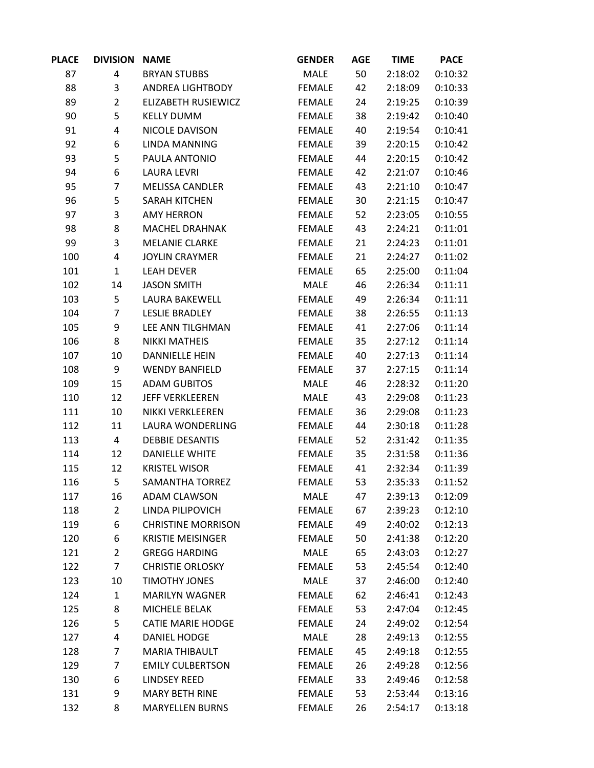| PLACE | DIVISION | NAME | GENDER | AGE | TIME | PACE |
|---|---|---|---|---|---|---|
| 87 | 4 | BRYAN STUBBS | MALE | 50 | 2:18:02 | 0:10:32 |
| 88 | 3 | ANDREA LIGHTBODY | FEMALE | 42 | 2:18:09 | 0:10:33 |
| 89 | 2 | ELIZABETH RUSIEWICZ | FEMALE | 24 | 2:19:25 | 0:10:39 |
| 90 | 5 | KELLY DUMM | FEMALE | 38 | 2:19:42 | 0:10:40 |
| 91 | 4 | NICOLE DAVISON | FEMALE | 40 | 2:19:54 | 0:10:41 |
| 92 | 6 | LINDA MANNING | FEMALE | 39 | 2:20:15 | 0:10:42 |
| 93 | 5 | PAULA ANTONIO | FEMALE | 44 | 2:20:15 | 0:10:42 |
| 94 | 6 | LAURA LEVRI | FEMALE | 42 | 2:21:07 | 0:10:46 |
| 95 | 7 | MELISSA CANDLER | FEMALE | 43 | 2:21:10 | 0:10:47 |
| 96 | 5 | SARAH KITCHEN | FEMALE | 30 | 2:21:15 | 0:10:47 |
| 97 | 3 | AMY HERRON | FEMALE | 52 | 2:23:05 | 0:10:55 |
| 98 | 8 | MACHEL DRAHNAK | FEMALE | 43 | 2:24:21 | 0:11:01 |
| 99 | 3 | MELANIE CLARKE | FEMALE | 21 | 2:24:23 | 0:11:01 |
| 100 | 4 | JOYLIN CRAYMER | FEMALE | 21 | 2:24:27 | 0:11:02 |
| 101 | 1 | LEAH DEVER | FEMALE | 65 | 2:25:00 | 0:11:04 |
| 102 | 14 | JASON SMITH | MALE | 46 | 2:26:34 | 0:11:11 |
| 103 | 5 | LAURA BAKEWELL | FEMALE | 49 | 2:26:34 | 0:11:11 |
| 104 | 7 | LESLIE BRADLEY | FEMALE | 38 | 2:26:55 | 0:11:13 |
| 105 | 9 | LEE ANN TILGHMAN | FEMALE | 41 | 2:27:06 | 0:11:14 |
| 106 | 8 | NIKKI MATHEIS | FEMALE | 35 | 2:27:12 | 0:11:14 |
| 107 | 10 | DANNIELLE HEIN | FEMALE | 40 | 2:27:13 | 0:11:14 |
| 108 | 9 | WENDY BANFIELD | FEMALE | 37 | 2:27:15 | 0:11:14 |
| 109 | 15 | ADAM GUBITOS | MALE | 46 | 2:28:32 | 0:11:20 |
| 110 | 12 | JEFF VERKLEEREN | MALE | 43 | 2:29:08 | 0:11:23 |
| 111 | 10 | NIKKI VERKLEEREN | FEMALE | 36 | 2:29:08 | 0:11:23 |
| 112 | 11 | LAURA WONDERLING | FEMALE | 44 | 2:30:18 | 0:11:28 |
| 113 | 4 | DEBBIE DESANTIS | FEMALE | 52 | 2:31:42 | 0:11:35 |
| 114 | 12 | DANIELLE WHITE | FEMALE | 35 | 2:31:58 | 0:11:36 |
| 115 | 12 | KRISTEL WISOR | FEMALE | 41 | 2:32:34 | 0:11:39 |
| 116 | 5 | SAMANTHA TORREZ | FEMALE | 53 | 2:35:33 | 0:11:52 |
| 117 | 16 | ADAM CLAWSON | MALE | 47 | 2:39:13 | 0:12:09 |
| 118 | 2 | LINDA PILIPOVICH | FEMALE | 67 | 2:39:23 | 0:12:10 |
| 119 | 6 | CHRISTINE MORRISON | FEMALE | 49 | 2:40:02 | 0:12:13 |
| 120 | 6 | KRISTIE MEISINGER | FEMALE | 50 | 2:41:38 | 0:12:20 |
| 121 | 2 | GREGG HARDING | MALE | 65 | 2:43:03 | 0:12:27 |
| 122 | 7 | CHRISTIE ORLOSKY | FEMALE | 53 | 2:45:54 | 0:12:40 |
| 123 | 10 | TIMOTHY JONES | MALE | 37 | 2:46:00 | 0:12:40 |
| 124 | 1 | MARILYN WAGNER | FEMALE | 62 | 2:46:41 | 0:12:43 |
| 125 | 8 | MICHELE BELAK | FEMALE | 53 | 2:47:04 | 0:12:45 |
| 126 | 5 | CATIE MARIE HODGE | FEMALE | 24 | 2:49:02 | 0:12:54 |
| 127 | 4 | DANIEL HODGE | MALE | 28 | 2:49:13 | 0:12:55 |
| 128 | 7 | MARIA THIBAULT | FEMALE | 45 | 2:49:18 | 0:12:55 |
| 129 | 7 | EMILY CULBERTSON | FEMALE | 26 | 2:49:28 | 0:12:56 |
| 130 | 6 | LINDSEY REED | FEMALE | 33 | 2:49:46 | 0:12:58 |
| 131 | 9 | MARY BETH RINE | FEMALE | 53 | 2:53:44 | 0:13:16 |
| 132 | 8 | MARYELLEN BURNS | FEMALE | 26 | 2:54:17 | 0:13:18 |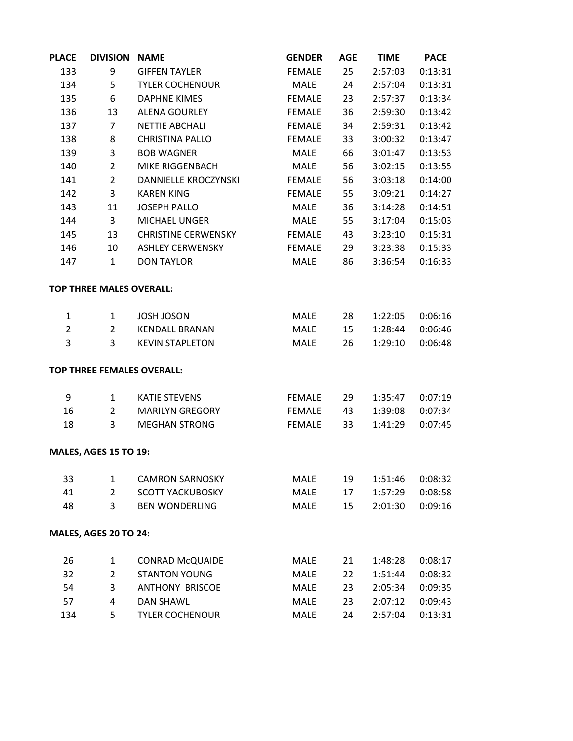| PLACE | DIVISION | NAME | GENDER | AGE | TIME | PACE |
|---|---|---|---|---|---|---|
| 133 | 9 | GIFFEN TAYLER | FEMALE | 25 | 2:57:03 | 0:13:31 |
| 134 | 5 | TYLER COCHENOUR | MALE | 24 | 2:57:04 | 0:13:31 |
| 135 | 6 | DAPHNE KIMES | FEMALE | 23 | 2:57:37 | 0:13:34 |
| 136 | 13 | ALENA GOURLEY | FEMALE | 36 | 2:59:30 | 0:13:42 |
| 137 | 7 | NETTIE ABCHALI | FEMALE | 34 | 2:59:31 | 0:13:42 |
| 138 | 8 | CHRISTINA PALLO | FEMALE | 33 | 3:00:32 | 0:13:47 |
| 139 | 3 | BOB WAGNER | MALE | 66 | 3:01:47 | 0:13:53 |
| 140 | 2 | MIKE RIGGENBACH | MALE | 56 | 3:02:15 | 0:13:55 |
| 141 | 2 | DANNIELLE KROCZYNSKI | FEMALE | 56 | 3:03:18 | 0:14:00 |
| 142 | 3 | KAREN KING | FEMALE | 55 | 3:09:21 | 0:14:27 |
| 143 | 11 | JOSEPH PALLO | MALE | 36 | 3:14:28 | 0:14:51 |
| 144 | 3 | MICHAEL UNGER | MALE | 55 | 3:17:04 | 0:15:03 |
| 145 | 13 | CHRISTINE CERWENSKY | FEMALE | 43 | 3:23:10 | 0:15:31 |
| 146 | 10 | ASHLEY CERWENSKY | FEMALE | 29 | 3:23:38 | 0:15:33 |
| 147 | 1 | DON TAYLOR | MALE | 86 | 3:36:54 | 0:16:33 |

**TOP THREE MALES OVERALL:**

| PLACE | DIVISION | NAME | GENDER | AGE | TIME | PACE |
|---|---|---|---|---|---|---|
| 1 | 1 | JOSH JOSON | MALE | 28 | 1:22:05 | 0:06:16 |
| 2 | 2 | KENDALL BRANAN | MALE | 15 | 1:28:44 | 0:06:46 |
| 3 | 3 | KEVIN STAPLETON | MALE | 26 | 1:29:10 | 0:06:48 |

**TOP THREE FEMALES OVERALL:**

| PLACE | DIVISION | NAME | GENDER | AGE | TIME | PACE |
|---|---|---|---|---|---|---|
| 9 | 1 | KATIE STEVENS | FEMALE | 29 | 1:35:47 | 0:07:19 |
| 16 | 2 | MARILYN GREGORY | FEMALE | 43 | 1:39:08 | 0:07:34 |
| 18 | 3 | MEGHAN STRONG | FEMALE | 33 | 1:41:29 | 0:07:45 |

**MALES, AGES 15 TO 19:**

| PLACE | DIVISION | NAME | GENDER | AGE | TIME | PACE |
|---|---|---|---|---|---|---|
| 33 | 1 | CAMRON SARNOSKY | MALE | 19 | 1:51:46 | 0:08:32 |
| 41 | 2 | SCOTT YACKUBOSKY | MALE | 17 | 1:57:29 | 0:08:58 |
| 48 | 3 | BEN WONDERLING | MALE | 15 | 2:01:30 | 0:09:16 |

**MALES, AGES 20 TO 24:**

| PLACE | DIVISION | NAME | GENDER | AGE | TIME | PACE |
|---|---|---|---|---|---|---|
| 26 | 1 | CONRAD McQUAIDE | MALE | 21 | 1:48:28 | 0:08:17 |
| 32 | 2 | STANTON YOUNG | MALE | 22 | 1:51:44 | 0:08:32 |
| 54 | 3 | ANTHONY BRISCOE | MALE | 23 | 2:05:34 | 0:09:35 |
| 57 | 4 | DAN SHAWL | MALE | 23 | 2:07:12 | 0:09:43 |
| 134 | 5 | TYLER COCHENOUR | MALE | 24 | 2:57:04 | 0:13:31 |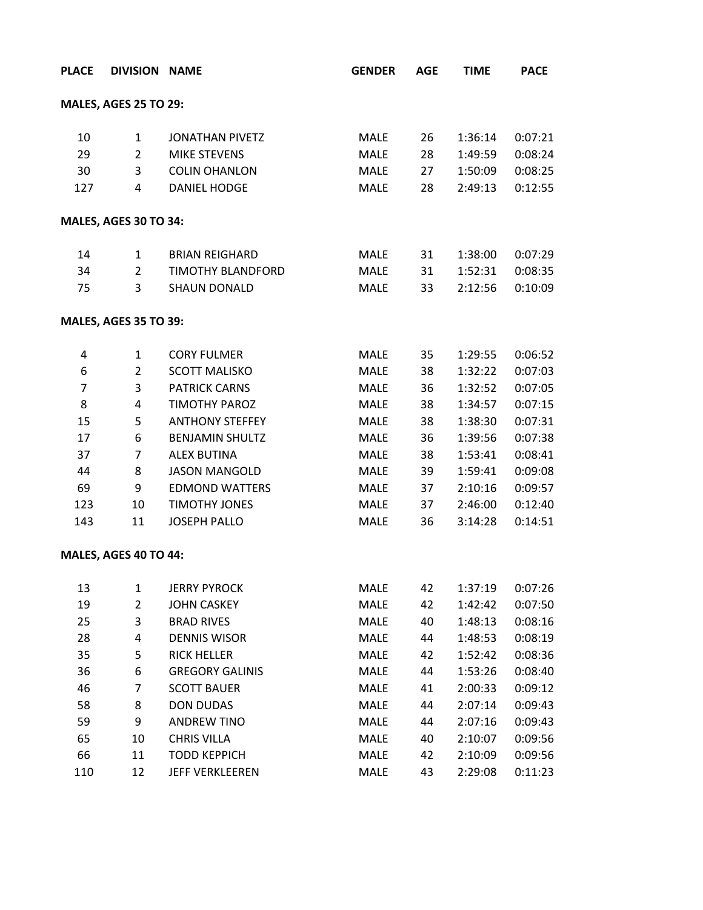| PLACE | DIVISION | NAME | GENDER | AGE | TIME | PACE |
|---|---|---|---|---|---|---|
| **MALES, AGES 25 TO 29:** | | | | | | |
| 10 | 1 | JONATHAN PIVETZ | MALE | 26 | 1:36:14 | 0:07:21 |
| 29 | 2 | MIKE STEVENS | MALE | 28 | 1:49:59 | 0:08:24 |
| 30 | 3 | COLIN OHANLON | MALE | 27 | 1:50:09 | 0:08:25 |
| 127 | 4 | DANIEL HODGE | MALE | 28 | 2:49:13 | 0:12:55 |
| **MALES, AGES 30 TO 34:** | | | | | | |
| 14 | 1 | BRIAN REIGHARD | MALE | 31 | 1:38:00 | 0:07:29 |
| 34 | 2 | TIMOTHY BLANDFORD | MALE | 31 | 1:52:31 | 0:08:35 |
| 75 | 3 | SHAUN DONALD | MALE | 33 | 2:12:56 | 0:10:09 |
| **MALES, AGES 35 TO 39:** | | | | | | |
| 4 | 1 | CORY FULMER | MALE | 35 | 1:29:55 | 0:06:52 |
| 6 | 2 | SCOTT MALISKO | MALE | 38 | 1:32:22 | 0:07:03 |
| 7 | 3 | PATRICK CARNS | MALE | 36 | 1:32:52 | 0:07:05 |
| 8 | 4 | TIMOTHY PAROZ | MALE | 38 | 1:34:57 | 0:07:15 |
| 15 | 5 | ANTHONY STEFFEY | MALE | 38 | 1:38:30 | 0:07:31 |
| 17 | 6 | BENJAMIN SHULTZ | MALE | 36 | 1:39:56 | 0:07:38 |
| 37 | 7 | ALEX BUTINA | MALE | 38 | 1:53:41 | 0:08:41 |
| 44 | 8 | JASON MANGOLD | MALE | 39 | 1:59:41 | 0:09:08 |
| 69 | 9 | EDMOND WATTERS | MALE | 37 | 2:10:16 | 0:09:57 |
| 123 | 10 | TIMOTHY JONES | MALE | 37 | 2:46:00 | 0:12:40 |
| 143 | 11 | JOSEPH PALLO | MALE | 36 | 3:14:28 | 0:14:51 |
| **MALES, AGES 40 TO 44:** | | | | | | |
| 13 | 1 | JERRY PYROCK | MALE | 42 | 1:37:19 | 0:07:26 |
| 19 | 2 | JOHN CASKEY | MALE | 42 | 1:42:42 | 0:07:50 |
| 25 | 3 | BRAD RIVES | MALE | 40 | 1:48:13 | 0:08:16 |
| 28 | 4 | DENNIS WISOR | MALE | 44 | 1:48:53 | 0:08:19 |
| 35 | 5 | RICK HELLER | MALE | 42 | 1:52:42 | 0:08:36 |
| 36 | 6 | GREGORY GALINIS | MALE | 44 | 1:53:26 | 0:08:40 |
| 46 | 7 | SCOTT BAUER | MALE | 41 | 2:00:33 | 0:09:12 |
| 58 | 8 | DON DUDAS | MALE | 44 | 2:07:14 | 0:09:43 |
| 59 | 9 | ANDREW TINO | MALE | 44 | 2:07:16 | 0:09:43 |
| 65 | 10 | CHRIS VILLA | MALE | 40 | 2:10:07 | 0:09:56 |
| 66 | 11 | TODD KEPPICH | MALE | 42 | 2:10:09 | 0:09:56 |
| 110 | 12 | JEFF VERKLEEREN | MALE | 43 | 2:29:08 | 0:11:23 |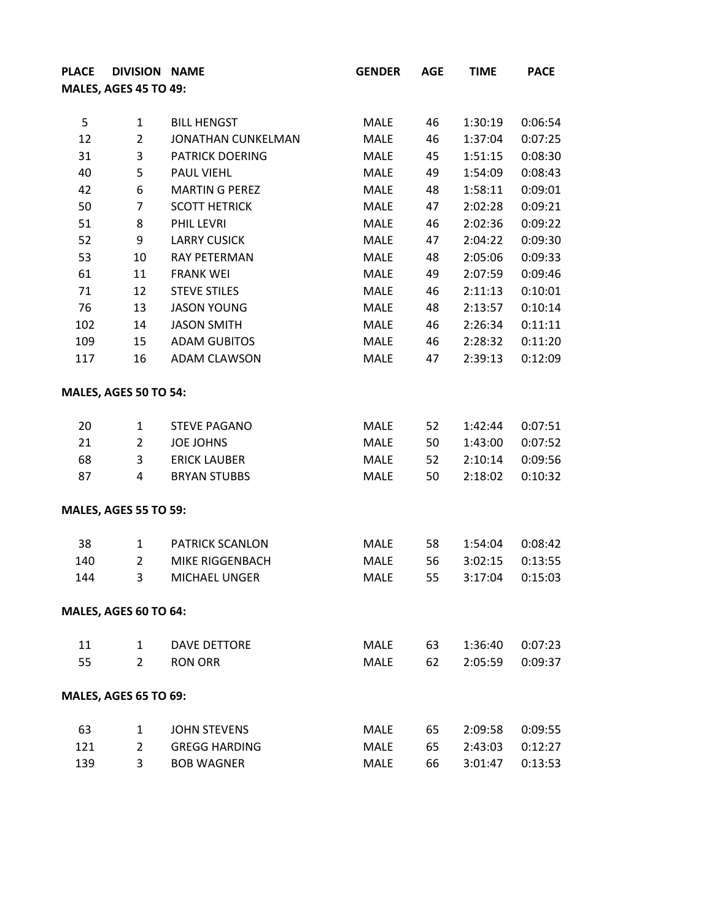| PLACE | DIVISION | NAME | GENDER | AGE | TIME | PACE |
|---|---|---|---|---|---|---|
| **MALES, AGES 45 TO 49:** | | | | | | |
| 5 | 1 | BILL HENGST | MALE | 46 | 1:30:19 | 0:06:54 |
| 12 | 2 | JONATHAN CUNKELMAN | MALE | 46 | 1:37:04 | 0:07:25 |
| 31 | 3 | PATRICK DOERING | MALE | 45 | 1:51:15 | 0:08:30 |
| 40 | 5 | PAUL VIEHL | MALE | 49 | 1:54:09 | 0:08:43 |
| 42 | 6 | MARTIN G PEREZ | MALE | 48 | 1:58:11 | 0:09:01 |
| 50 | 7 | SCOTT HETRICK | MALE | 47 | 2:02:28 | 0:09:21 |
| 51 | 8 | PHIL LEVRI | MALE | 46 | 2:02:36 | 0:09:22 |
| 52 | 9 | LARRY CUSICK | MALE | 47 | 2:04:22 | 0:09:30 |
| 53 | 10 | RAY PETERMAN | MALE | 48 | 2:05:06 | 0:09:33 |
| 61 | 11 | FRANK WEI | MALE | 49 | 2:07:59 | 0:09:46 |
| 71 | 12 | STEVE STILES | MALE | 46 | 2:11:13 | 0:10:01 |
| 76 | 13 | JASON YOUNG | MALE | 48 | 2:13:57 | 0:10:14 |
| 102 | 14 | JASON SMITH | MALE | 46 | 2:26:34 | 0:11:11 |
| 109 | 15 | ADAM GUBITOS | MALE | 46 | 2:28:32 | 0:11:20 |
| 117 | 16 | ADAM CLAWSON | MALE | 47 | 2:39:13 | 0:12:09 |
| **MALES, AGES 50 TO 54:** | | | | | | |
| 20 | 1 | STEVE PAGANO | MALE | 52 | 1:42:44 | 0:07:51 |
| 21 | 2 | JOE JOHNS | MALE | 50 | 1:43:00 | 0:07:52 |
| 68 | 3 | ERICK LAUBER | MALE | 52 | 2:10:14 | 0:09:56 |
| 87 | 4 | BRYAN STUBBS | MALE | 50 | 2:18:02 | 0:10:32 |
| **MALES, AGES 55 TO 59:** | | | | | | |
| 38 | 1 | PATRICK SCANLON | MALE | 58 | 1:54:04 | 0:08:42 |
| 140 | 2 | MIKE RIGGENBACH | MALE | 56 | 3:02:15 | 0:13:55 |
| 144 | 3 | MICHAEL UNGER | MALE | 55 | 3:17:04 | 0:15:03 |
| **MALES, AGES 60 TO 64:** | | | | | | |
| 11 | 1 | DAVE DETTORE | MALE | 63 | 1:36:40 | 0:07:23 |
| 55 | 2 | RON ORR | MALE | 62 | 2:05:59 | 0:09:37 |
| **MALES, AGES 65 TO 69:** | | | | | | |
| 63 | 1 | JOHN STEVENS | MALE | 65 | 2:09:58 | 0:09:55 |
| 121 | 2 | GREGG HARDING | MALE | 65 | 2:43:03 | 0:12:27 |
| 139 | 3 | BOB WAGNER | MALE | 66 | 3:01:47 | 0:13:53 |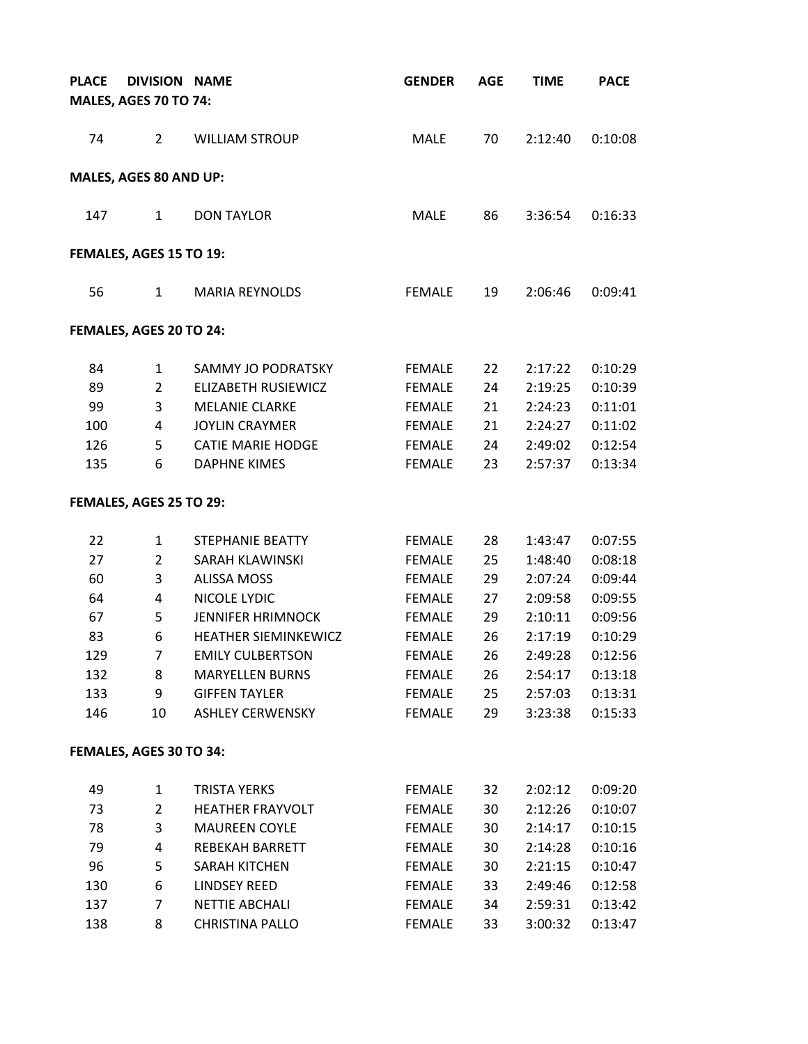| PLACE | DIVISION | NAME | GENDER | AGE | TIME | PACE |
|---|---|---|---|---|---|---|
| **MALES, AGES 70 TO 74:** | | | | | | |
| 74 | 2 | WILLIAM STROUP | MALE | 70 | 2:12:40 | 0:10:08 |
| **MALES, AGES 80 AND UP:** | | | | | | |
| 147 | 1 | DON TAYLOR | MALE | 86 | 3:36:54 | 0:16:33 |
| **FEMALES, AGES 15 TO 19:** | | | | | | |
| 56 | 1 | MARIA REYNOLDS | FEMALE | 19 | 2:06:46 | 0:09:41 |
| **FEMALES, AGES 20 TO 24:** | | | | | | |
| 84 | 1 | SAMMY JO PODRATSKY | FEMALE | 22 | 2:17:22 | 0:10:29 |
| 89 | 2 | ELIZABETH RUSIEWICZ | FEMALE | 24 | 2:19:25 | 0:10:39 |
| 99 | 3 | MELANIE CLARKE | FEMALE | 21 | 2:24:23 | 0:11:01 |
| 100 | 4 | JOYLIN CRAYMER | FEMALE | 21 | 2:24:27 | 0:11:02 |
| 126 | 5 | CATIE MARIE HODGE | FEMALE | 24 | 2:49:02 | 0:12:54 |
| 135 | 6 | DAPHNE KIMES | FEMALE | 23 | 2:57:37 | 0:13:34 |
| **FEMALES, AGES 25 TO 29:** | | | | | | |
| 22 | 1 | STEPHANIE BEATTY | FEMALE | 28 | 1:43:47 | 0:07:55 |
| 27 | 2 | SARAH KLAWINSKI | FEMALE | 25 | 1:48:40 | 0:08:18 |
| 60 | 3 | ALISSA MOSS | FEMALE | 29 | 2:07:24 | 0:09:44 |
| 64 | 4 | NICOLE LYDIC | FEMALE | 27 | 2:09:58 | 0:09:55 |
| 67 | 5 | JENNIFER HRIMNOCK | FEMALE | 29 | 2:10:11 | 0:09:56 |
| 83 | 6 | HEATHER SIEMINKEWICZ | FEMALE | 26 | 2:17:19 | 0:10:29 |
| 129 | 7 | EMILY CULBERTSON | FEMALE | 26 | 2:49:28 | 0:12:56 |
| 132 | 8 | MARYELLEN BURNS | FEMALE | 26 | 2:54:17 | 0:13:18 |
| 133 | 9 | GIFFEN TAYLER | FEMALE | 25 | 2:57:03 | 0:13:31 |
| 146 | 10 | ASHLEY CERWENSKY | FEMALE | 29 | 3:23:38 | 0:15:33 |
| **FEMALES, AGES 30 TO 34:** | | | | | | |
| 49 | 1 | TRISTA YERKS | FEMALE | 32 | 2:02:12 | 0:09:20 |
| 73 | 2 | HEATHER FRAYVOLT | FEMALE | 30 | 2:12:26 | 0:10:07 |
| 78 | 3 | MAUREEN COYLE | FEMALE | 30 | 2:14:17 | 0:10:15 |
| 79 | 4 | REBEKAH BARRETT | FEMALE | 30 | 2:14:28 | 0:10:16 |
| 96 | 5 | SARAH KITCHEN | FEMALE | 30 | 2:21:15 | 0:10:47 |
| 130 | 6 | LINDSEY REED | FEMALE | 33 | 2:49:46 | 0:12:58 |
| 137 | 7 | NETTIE ABCHALI | FEMALE | 34 | 2:59:31 | 0:13:42 |
| 138 | 8 | CHRISTINA PALLO | FEMALE | 33 | 3:00:32 | 0:13:47 |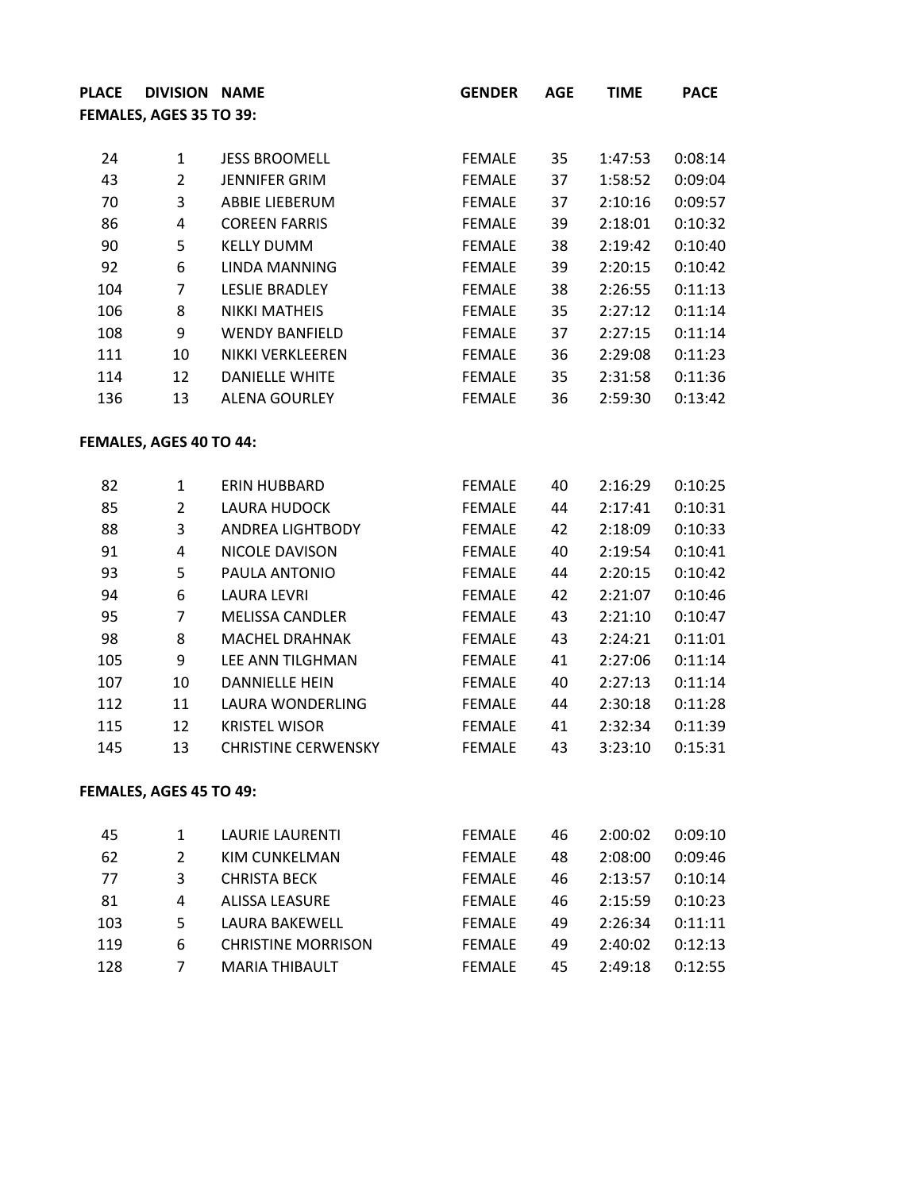| PLACE | DIVISION | NAME | GENDER | AGE | TIME | PACE |
|---|---|---|---|---|---|---|
| **FEMALES, AGES 35 TO 39:** | | | | | | |
| 24 | 1 | JESS BROOMELL | FEMALE | 35 | 1:47:53 | 0:08:14 |
| 43 | 2 | JENNIFER GRIM | FEMALE | 37 | 1:58:52 | 0:09:04 |
| 70 | 3 | ABBIE LIEBERUM | FEMALE | 37 | 2:10:16 | 0:09:57 |
| 86 | 4 | COREEN FARRIS | FEMALE | 39 | 2:18:01 | 0:10:32 |
| 90 | 5 | KELLY DUMM | FEMALE | 38 | 2:19:42 | 0:10:40 |
| 92 | 6 | LINDA MANNING | FEMALE | 39 | 2:20:15 | 0:10:42 |
| 104 | 7 | LESLIE BRADLEY | FEMALE | 38 | 2:26:55 | 0:11:13 |
| 106 | 8 | NIKKI MATHEIS | FEMALE | 35 | 2:27:12 | 0:11:14 |
| 108 | 9 | WENDY BANFIELD | FEMALE | 37 | 2:27:15 | 0:11:14 |
| 111 | 10 | NIKKI VERKLEEREN | FEMALE | 36 | 2:29:08 | 0:11:23 |
| 114 | 12 | DANIELLE WHITE | FEMALE | 35 | 2:31:58 | 0:11:36 |
| 136 | 13 | ALENA GOURLEY | FEMALE | 36 | 2:59:30 | 0:13:42 |
| **FEMALES, AGES 40 TO 44:** | | | | | | |
| 82 | 1 | ERIN HUBBARD | FEMALE | 40 | 2:16:29 | 0:10:25 |
| 85 | 2 | LAURA HUDOCK | FEMALE | 44 | 2:17:41 | 0:10:31 |
| 88 | 3 | ANDREA LIGHTBODY | FEMALE | 42 | 2:18:09 | 0:10:33 |
| 91 | 4 | NICOLE DAVISON | FEMALE | 40 | 2:19:54 | 0:10:41 |
| 93 | 5 | PAULA ANTONIO | FEMALE | 44 | 2:20:15 | 0:10:42 |
| 94 | 6 | LAURA LEVRI | FEMALE | 42 | 2:21:07 | 0:10:46 |
| 95 | 7 | MELISSA CANDLER | FEMALE | 43 | 2:21:10 | 0:10:47 |
| 98 | 8 | MACHEL DRAHNAK | FEMALE | 43 | 2:24:21 | 0:11:01 |
| 105 | 9 | LEE ANN TILGHMAN | FEMALE | 41 | 2:27:06 | 0:11:14 |
| 107 | 10 | DANNIELLE HEIN | FEMALE | 40 | 2:27:13 | 0:11:14 |
| 112 | 11 | LAURA WONDERLING | FEMALE | 44 | 2:30:18 | 0:11:28 |
| 115 | 12 | KRISTEL WISOR | FEMALE | 41 | 2:32:34 | 0:11:39 |
| 145 | 13 | CHRISTINE CERWENSKY | FEMALE | 43 | 3:23:10 | 0:15:31 |
| **FEMALES, AGES 45 TO 49:** | | | | | | |
| 45 | 1 | LAURIE LAURENTI | FEMALE | 46 | 2:00:02 | 0:09:10 |
| 62 | 2 | KIM CUNKELMAN | FEMALE | 48 | 2:08:00 | 0:09:46 |
| 77 | 3 | CHRISTA BECK | FEMALE | 46 | 2:13:57 | 0:10:14 |
| 81 | 4 | ALISSA LEASURE | FEMALE | 46 | 2:15:59 | 0:10:23 |
| 103 | 5 | LAURA BAKEWELL | FEMALE | 49 | 2:26:34 | 0:11:11 |
| 119 | 6 | CHRISTINE MORRISON | FEMALE | 49 | 2:40:02 | 0:12:13 |
| 128 | 7 | MARIA THIBAULT | FEMALE | 45 | 2:49:18 | 0:12:55 |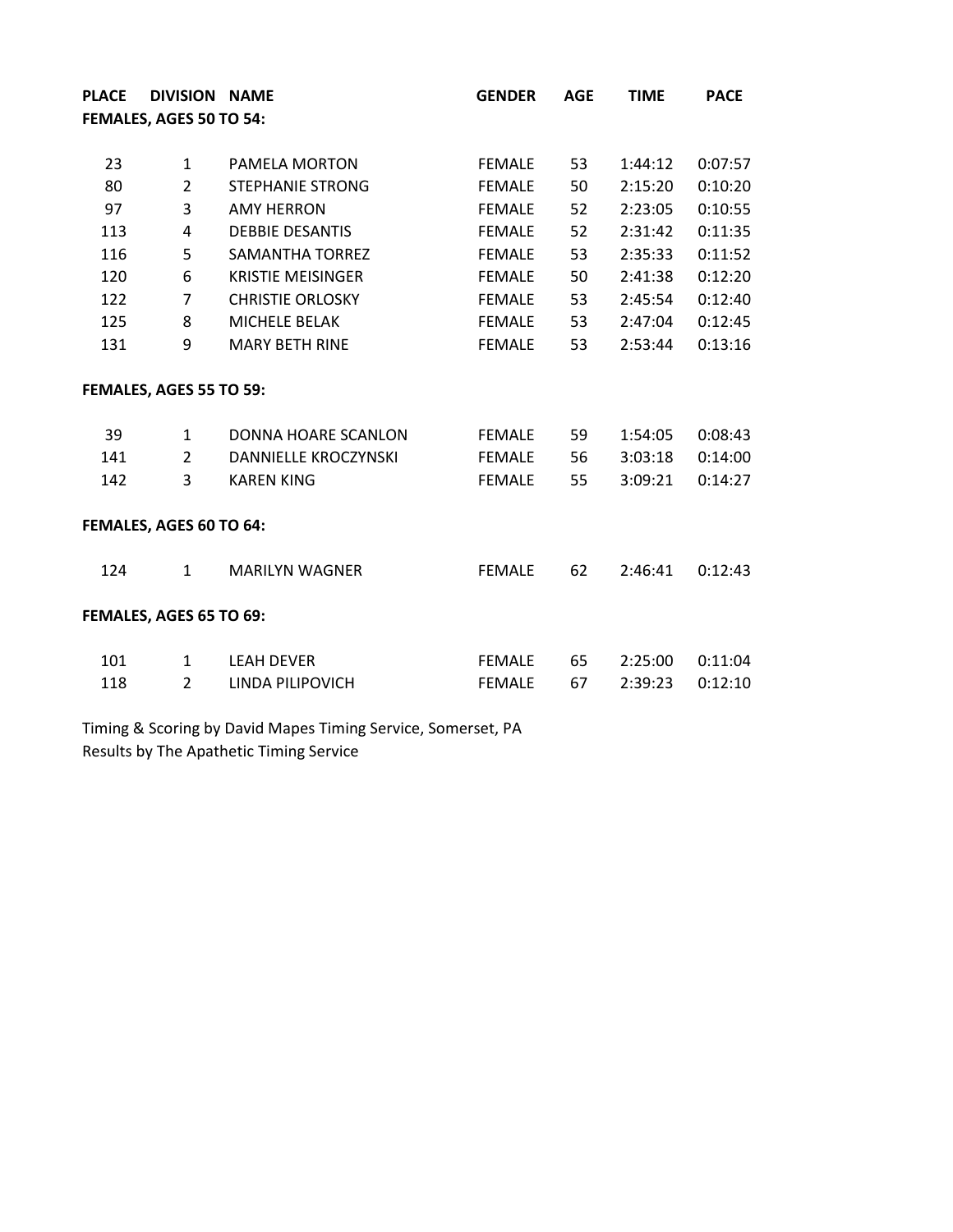| PLACE | DIVISION | NAME | GENDER | AGE | TIME | PACE |
|---|---|---|---|---|---|---|
| **FEMALES, AGES 50 TO 54:** | | | | | | |
| 23 | 1 | PAMELA MORTON | FEMALE | 53 | 1:44:12 | 0:07:57 |
| 80 | 2 | STEPHANIE STRONG | FEMALE | 50 | 2:15:20 | 0:10:20 |
| 97 | 3 | AMY HERRON | FEMALE | 52 | 2:23:05 | 0:10:55 |
| 113 | 4 | DEBBIE DESANTIS | FEMALE | 52 | 2:31:42 | 0:11:35 |
| 116 | 5 | SAMANTHA TORREZ | FEMALE | 53 | 2:35:33 | 0:11:52 |
| 120 | 6 | KRISTIE MEISINGER | FEMALE | 50 | 2:41:38 | 0:12:20 |
| 122 | 7 | CHRISTIE ORLOSKY | FEMALE | 53 | 2:45:54 | 0:12:40 |
| 125 | 8 | MICHELE BELAK | FEMALE | 53 | 2:47:04 | 0:12:45 |
| 131 | 9 | MARY BETH RINE | FEMALE | 53 | 2:53:44 | 0:13:16 |
| **FEMALES, AGES 55 TO 59:** | | | | | | |
| 39 | 1 | DONNA HOARE SCANLON | FEMALE | 59 | 1:54:05 | 0:08:43 |
| 141 | 2 | DANNIELLE KROCZYNSKI | FEMALE | 56 | 3:03:18 | 0:14:00 |
| 142 | 3 | KAREN KING | FEMALE | 55 | 3:09:21 | 0:14:27 |
| **FEMALES, AGES 60 TO 64:** | | | | | | |
| 124 | 1 | MARILYN WAGNER | FEMALE | 62 | 2:46:41 | 0:12:43 |
| **FEMALES, AGES 65 TO 69:** | | | | | | |
| 101 | 1 | LEAH DEVER | FEMALE | 65 | 2:25:00 | 0:11:04 |
| 118 | 2 | LINDA PILIPOVICH | FEMALE | 67 | 2:39:23 | 0:12:10 |

Timing & Scoring by David Mapes Timing Service, Somerset, PA
Results by The Apathetic Timing Service